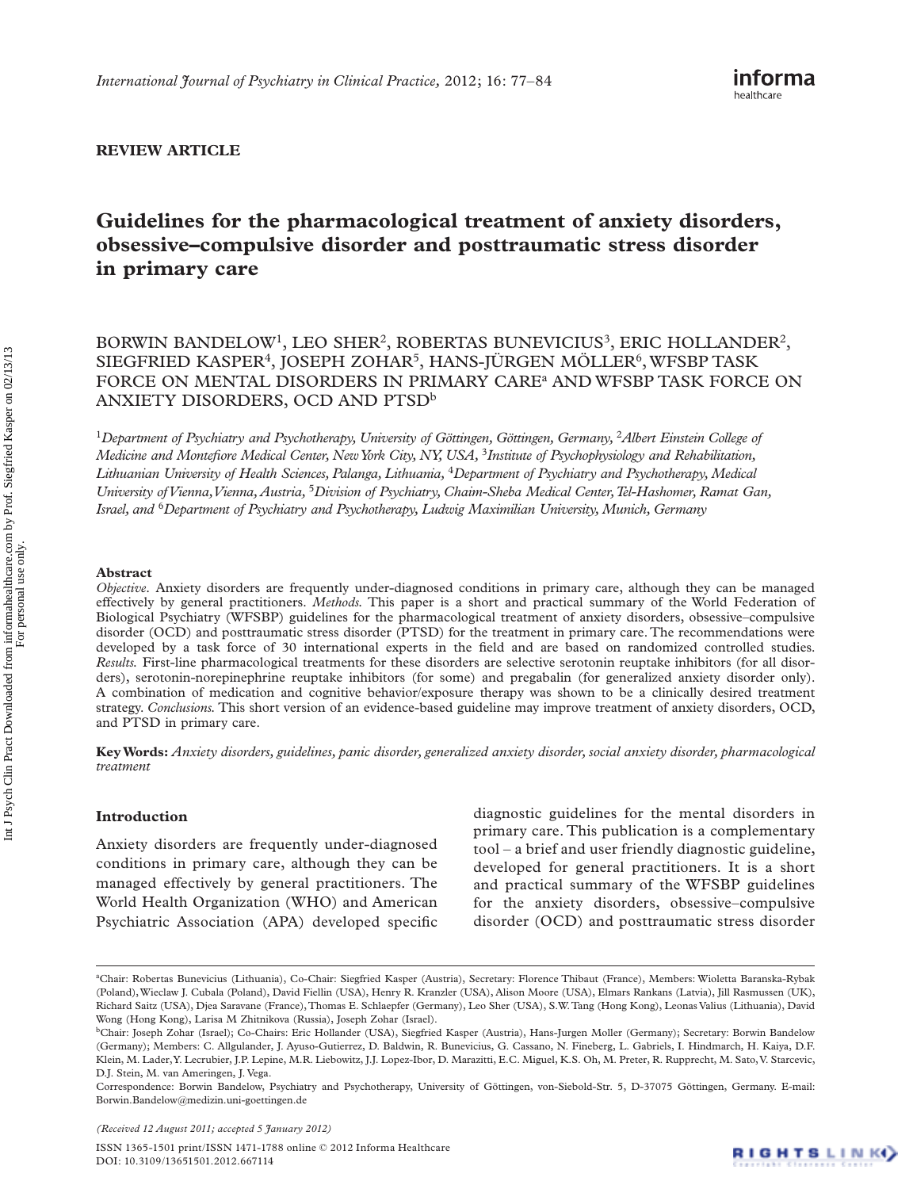REVIEW ARTICLE

# Guidelines for the pharmacological treatment of anxiety disorders, obsessive–compulsive disorder and posttraumatic stress disorder in primary care

BORWIN BANDELOW[1], LEO SHER[2], ROBERTAS BUNEVICIUS[3], ERIC HOLLANDER[2], SIEGFRIED KASPER[4], JOSEPH ZOHAR[5], HANS-JÜRGEN MÖLLER[6], WFSBP TASK FORCE ON MENTAL DISORDERS IN PRIMARY CARE[a] AND WFSBP TASK FORCE ON ANXIETY DISORDERS, OCD AND PTSD[b]

[1]*Department of Psychiatry and Psychotherapy, University of Göttingen, Göttingen, Germany,* [2]*Albert Einstein College of Medicine and Montefiore Medical Center, New York City, NY, USA,* [3]*Institute of Psychophysiology and Rehabilitation, Lithuanian University of Health Sciences, Palanga, Lithuania,* [4]*Department of Psychiatry and Psychotherapy, Medical University of Vienna, Vienna, Austria,* [5]*Division of Psychiatry, Chaim-Sheba Medical Center, Tel-Hashomer, Ramat Gan, Israel, and* [6]*Department of Psychiatry and Psychotherapy, Ludwig Maximilian University, Munich, Germany*

### Abstract

*Objective.* Anxiety disorders are frequently under-diagnosed conditions in primary care, although they can be managed effectively by general practitioners. *Methods.* This paper is a short and practical summary of the World Federation of Biological Psychiatry (WFSBP) guidelines for the pharmacological treatment of anxiety disorders, obsessive–compulsive disorder (OCD) and posttraumatic stress disorder (PTSD) for the treatment in primary care. The recommendations were developed by a task force of 30 international experts in the field and are based on randomized controlled studies. *Results.* First-line pharmacological treatments for these disorders are selective serotonin reuptake inhibitors (for all disorders), serotonin-norepinephrine reuptake inhibitors (for some) and pregabalin (for generalized anxiety disorder only). A combination of medication and cognitive behavior/exposure therapy was shown to be a clinically desired treatment strategy. *Conclusions.* This short version of an evidence-based guideline may improve treatment of anxiety disorders, OCD, and PTSD in primary care.

**Key Words:** *Anxiety disorders, guidelines, panic disorder, generalized anxiety disorder, social anxiety disorder, pharmacological treatment*

## Introduction

Anxiety disorders are frequently under-diagnosed conditions in primary care, although they can be managed effectively by general practitioners. The World Health Organization (WHO) and American Psychiatric Association (APA) developed specific diagnostic guidelines for the mental disorders in primary care. This publication is a complementary tool – a brief and user friendly diagnostic guideline, developed for general practitioners. It is a short and practical summary of the WFSBP guidelines for the anxiety disorders, obsessive–compulsive disorder (OCD) and posttraumatic stress disorder

[a]Chair: Robertas Bunevicius (Lithuania), Co-Chair: Siegfried Kasper (Austria), Secretary: Florence Thibaut (France), Members: Wioletta Baranska-Rybak (Poland), Wieclaw J. Cubala (Poland), David Fiellin (USA), Henry R. Kranzler (USA), Alison Moore (USA), Elmars Rankans (Latvia), Jill Rasmussen (UK), Richard Saitz (USA), Djea Saravane (France), Thomas E. Schlaepfer (Germany), Leo Sher (USA), S.W. Tang (Hong Kong), Leonas Valius (Lithuania), David Wong (Hong Kong), Larisa M Zhitnikova (Russia), Joseph Zohar (Israel).

[b]Chair: Joseph Zohar (Israel); Co-Chairs: Eric Hollander (USA), Siegfried Kasper (Austria), Hans-Jurgen Moller (Germany); Secretary: Borwin Bandelow (Germany); Members: C. Allgulander, J. Ayuso-Gutierrez, D. Baldwin, R. Bunevicius, G. Cassano, N. Fineberg, L. Gabriels, I. Hindmarch, H. Kaiya, D.F. Klein, M. Lader, Y. Lecrubier, J.P. Lepine, M.R. Liebowitz, J.J. Lopez-Ibor, D. Marazitti, E.C. Miguel, K.S. Oh, M. Preter, R. Rupprecht, M. Sato, V. Starcevic, D.J. Stein, M. van Ameringen, J. Vega.

Correspondence: Borwin Bandelow, Psychiatry and Psychotherapy, University of Göttingen, von-Siebold-Str. 5, D-37075 Göttingen, Germany. E-mail: Borwin.Bandelow@medizin.uni-goettingen.de

*(Received 12 August 2011; accepted 5 January 2012)*

ISSN 1365-1501 print/ISSN 1471-1788 online © 2012 Informa Healthcare
DOI: 10.3109/13651501.2012.667114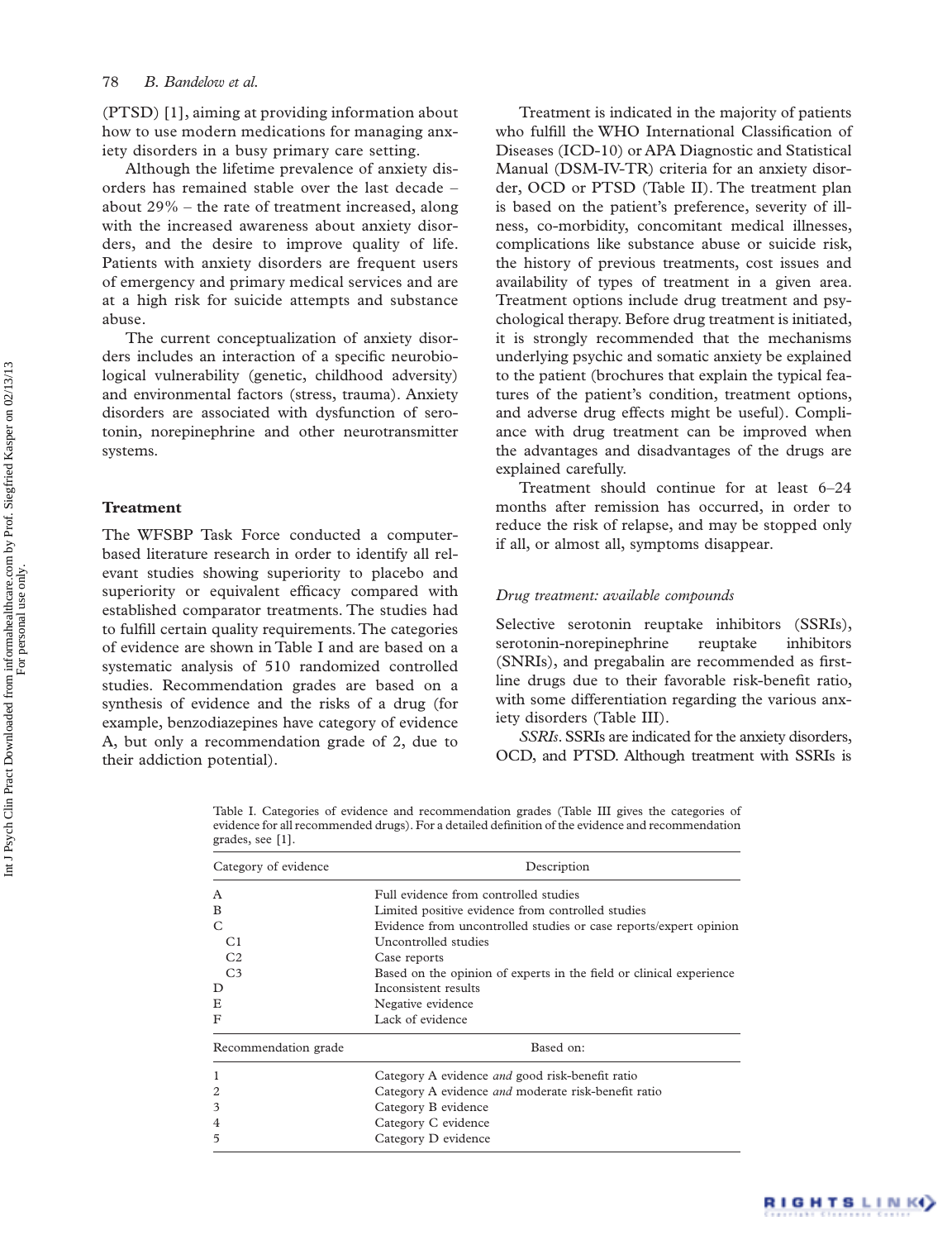(PTSD) [1], aiming at providing information about how to use modern medications for managing anxiety disorders in a busy primary care setting.

Although the lifetime prevalence of anxiety disorders has remained stable over the last decade – about 29% – the rate of treatment increased, along with the increased awareness about anxiety disorders, and the desire to improve quality of life. Patients with anxiety disorders are frequent users of emergency and primary medical services and are at a high risk for suicide attempts and substance abuse.

The current conceptualization of anxiety disorders includes an interaction of a specific neurobiological vulnerability (genetic, childhood adversity) and environmental factors (stress, trauma). Anxiety disorders are associated with dysfunction of serotonin, norepinephrine and other neurotransmitter systems.

## Treatment

The WFSBP Task Force conducted a computer-based literature research in order to identify all relevant studies showing superiority to placebo and superiority or equivalent efficacy compared with established comparator treatments. The studies had to fulfill certain quality requirements. The categories of evidence are shown in Table I and are based on a systematic analysis of 510 randomized controlled studies. Recommendation grades are based on a synthesis of evidence and the risks of a drug (for example, benzodiazepines have category of evidence A, but only a recommendation grade of 2, due to their addiction potential).

Treatment is indicated in the majority of patients who fulfill the WHO International Classification of Diseases (ICD-10) or APA Diagnostic and Statistical Manual (DSM-IV-TR) criteria for an anxiety disorder, OCD or PTSD (Table II). The treatment plan is based on the patient's preference, severity of illness, co-morbidity, concomitant medical illnesses, complications like substance abuse or suicide risk, the history of previous treatments, cost issues and availability of types of treatment in a given area. Treatment options include drug treatment and psychological therapy. Before drug treatment is initiated, it is strongly recommended that the mechanisms underlying psychic and somatic anxiety be explained to the patient (brochures that explain the typical features of the patient's condition, treatment options, and adverse drug effects might be useful). Compliance with drug treatment can be improved when the advantages and disadvantages of the drugs are explained carefully.

Treatment should continue for at least 6–24 months after remission has occurred, in order to reduce the risk of relapse, and may be stopped only if all, or almost all, symptoms disappear.

### *Drug treatment: available compounds*

Selective serotonin reuptake inhibitors (SSRIs), serotonin-norepinephrine reuptake inhibitors (SNRIs), and pregabalin are recommended as first-line drugs due to their favorable risk-benefit ratio, with some differentiation regarding the various anxiety disorders (Table III).

*SSRIs*. SSRIs are indicated for the anxiety disorders, OCD, and PTSD. Although treatment with SSRIs is

Table I. Categories of evidence and recommendation grades (Table III gives the categories of evidence for all recommended drugs). For a detailed definition of the evidence and recommendation grades, see [1].

| Category of evidence | Description |
|---|---|
| A | Full evidence from controlled studies |
| B | Limited positive evidence from controlled studies |
| C | Evidence from uncontrolled studies or case reports/expert opinion |
| C1 | Uncontrolled studies |
| C2 | Case reports |
| C3 | Based on the opinion of experts in the field or clinical experience |
| D | Inconsistent results |
| E | Negative evidence |
| F | Lack of evidence |

| Recommendation grade | Based on: |
|---|---|
| 1 | Category A evidence *and* good risk-benefit ratio |
| 2 | Category A evidence *and* moderate risk-benefit ratio |
| 3 | Category B evidence |
| 4 | Category C evidence |
| 5 | Category D evidence |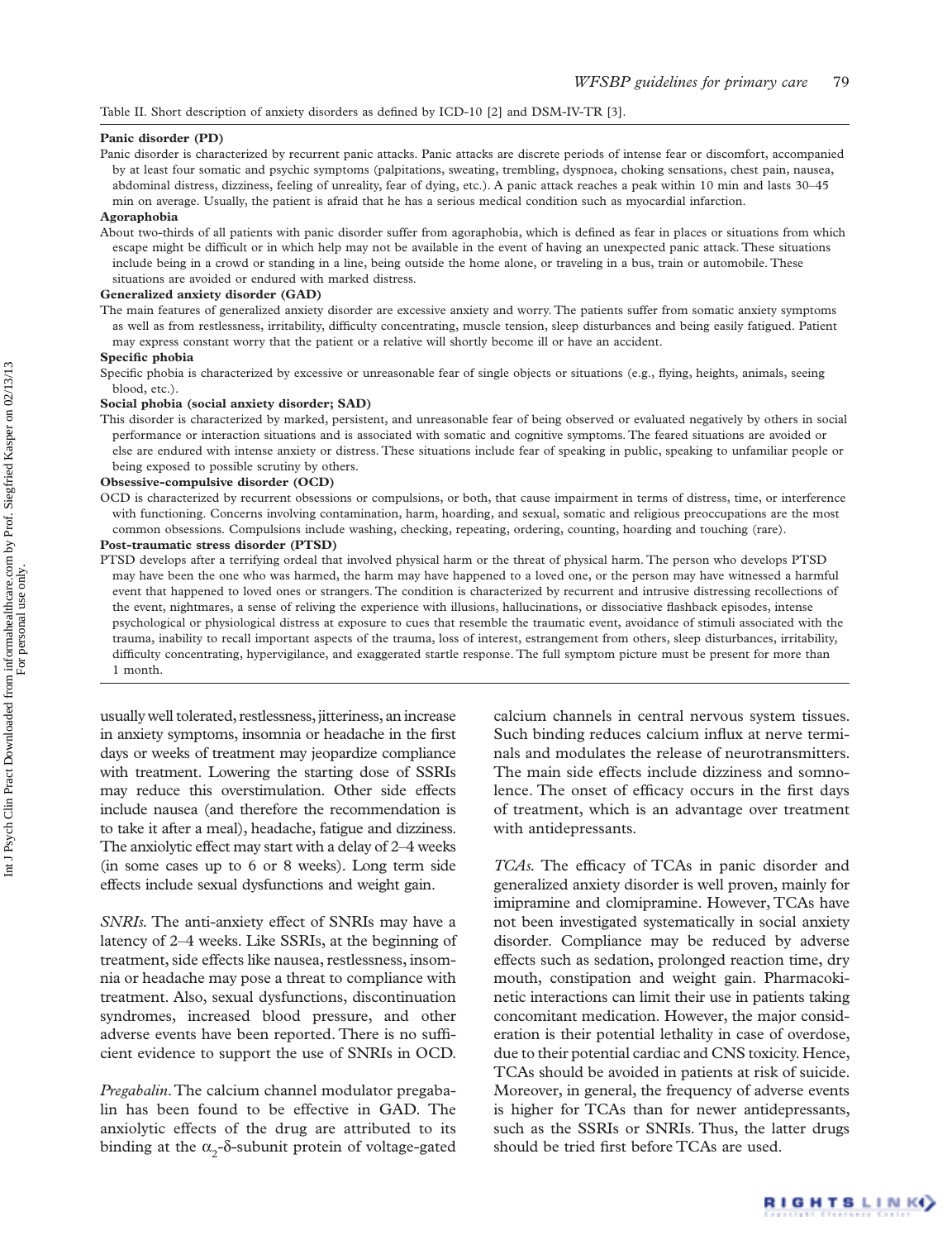Table II. Short description of anxiety disorders as defined by ICD-10 [2] and DSM-IV-TR [3].

**Panic disorder (PD)**

Panic disorder is characterized by recurrent panic attacks. Panic attacks are discrete periods of intense fear or discomfort, accompanied by at least four somatic and psychic symptoms (palpitations, sweating, trembling, dyspnoea, choking sensations, chest pain, nausea, abdominal distress, dizziness, feeling of unreality, fear of dying, etc.). A panic attack reaches a peak within 10 min and lasts 30–45 min on average. Usually, the patient is afraid that he has a serious medical condition such as myocardial infarction.

**Agoraphobia**

About two-thirds of all patients with panic disorder suffer from agoraphobia, which is defined as fear in places or situations from which escape might be difficult or in which help may not be available in the event of having an unexpected panic attack. These situations include being in a crowd or standing in a line, being outside the home alone, or traveling in a bus, train or automobile. These situations are avoided or endured with marked distress.

**Generalized anxiety disorder (GAD)**

The main features of generalized anxiety disorder are excessive anxiety and worry. The patients suffer from somatic anxiety symptoms as well as from restlessness, irritability, difficulty concentrating, muscle tension, sleep disturbances and being easily fatigued. Patient may express constant worry that the patient or a relative will shortly become ill or have an accident.

**Specific phobia**

Specific phobia is characterized by excessive or unreasonable fear of single objects or situations (e.g., flying, heights, animals, seeing blood, etc.).

**Social phobia (social anxiety disorder; SAD)**

This disorder is characterized by marked, persistent, and unreasonable fear of being observed or evaluated negatively by others in social performance or interaction situations and is associated with somatic and cognitive symptoms. The feared situations are avoided or else are endured with intense anxiety or distress. These situations include fear of speaking in public, speaking to unfamiliar people or being exposed to possible scrutiny by others.

**Obsessive-compulsive disorder (OCD)**

OCD is characterized by recurrent obsessions or compulsions, or both, that cause impairment in terms of distress, time, or interference with functioning. Concerns involving contamination, harm, hoarding, and sexual, somatic and religious preoccupations are the most common obsessions. Compulsions include washing, checking, repeating, ordering, counting, hoarding and touching (rare).

**Post-traumatic stress disorder (PTSD)**

PTSD develops after a terrifying ordeal that involved physical harm or the threat of physical harm. The person who develops PTSD may have been the one who was harmed, the harm may have happened to a loved one, or the person may have witnessed a harmful event that happened to loved ones or strangers. The condition is characterized by recurrent and intrusive distressing recollections of the event, nightmares, a sense of reliving the experience with illusions, hallucinations, or dissociative flashback episodes, intense psychological or physiological distress at exposure to cues that resemble the traumatic event, avoidance of stimuli associated with the trauma, inability to recall important aspects of the trauma, loss of interest, estrangement from others, sleep disturbances, irritability, difficulty concentrating, hypervigilance, and exaggerated startle response. The full symptom picture must be present for more than 1 month.

usually well tolerated, restlessness, jitteriness, an increase in anxiety symptoms, insomnia or headache in the first days or weeks of treatment may jeopardize compliance with treatment. Lowering the starting dose of SSRIs may reduce this overstimulation. Other side effects include nausea (and therefore the recommendation is to take it after a meal), headache, fatigue and dizziness. The anxiolytic effect may start with a delay of 2–4 weeks (in some cases up to 6 or 8 weeks). Long term side effects include sexual dysfunctions and weight gain.

*SNRIs.* The anti-anxiety effect of SNRIs may have a latency of 2–4 weeks. Like SSRIs, at the beginning of treatment, side effects like nausea, restlessness, insomnia or headache may pose a threat to compliance with treatment. Also, sexual dysfunctions, discontinuation syndromes, increased blood pressure, and other adverse events have been reported. There is no sufficient evidence to support the use of SNRIs in OCD.

*Pregabalin.* The calcium channel modulator pregabalin has been found to be effective in GAD. The anxiolytic effects of the drug are attributed to its binding at the $\alpha_2$-$\delta$-subunit protein of voltage-gated calcium channels in central nervous system tissues. Such binding reduces calcium influx at nerve terminals and modulates the release of neurotransmitters. The main side effects include dizziness and somnolence. The onset of efficacy occurs in the first days of treatment, which is an advantage over treatment with antidepressants.

*TCAs.* The efficacy of TCAs in panic disorder and generalized anxiety disorder is well proven, mainly for imipramine and clomipramine. However, TCAs have not been investigated systematically in social anxiety disorder. Compliance may be reduced by adverse effects such as sedation, prolonged reaction time, dry mouth, constipation and weight gain. Pharmacokinetic interactions can limit their use in patients taking concomitant medication. However, the major consideration is their potential lethality in case of overdose, due to their potential cardiac and CNS toxicity. Hence, TCAs should be avoided in patients at risk of suicide. Moreover, in general, the frequency of adverse events is higher for TCAs than for newer antidepressants, such as the SSRIs or SNRIs. Thus, the latter drugs should be tried first before TCAs are used.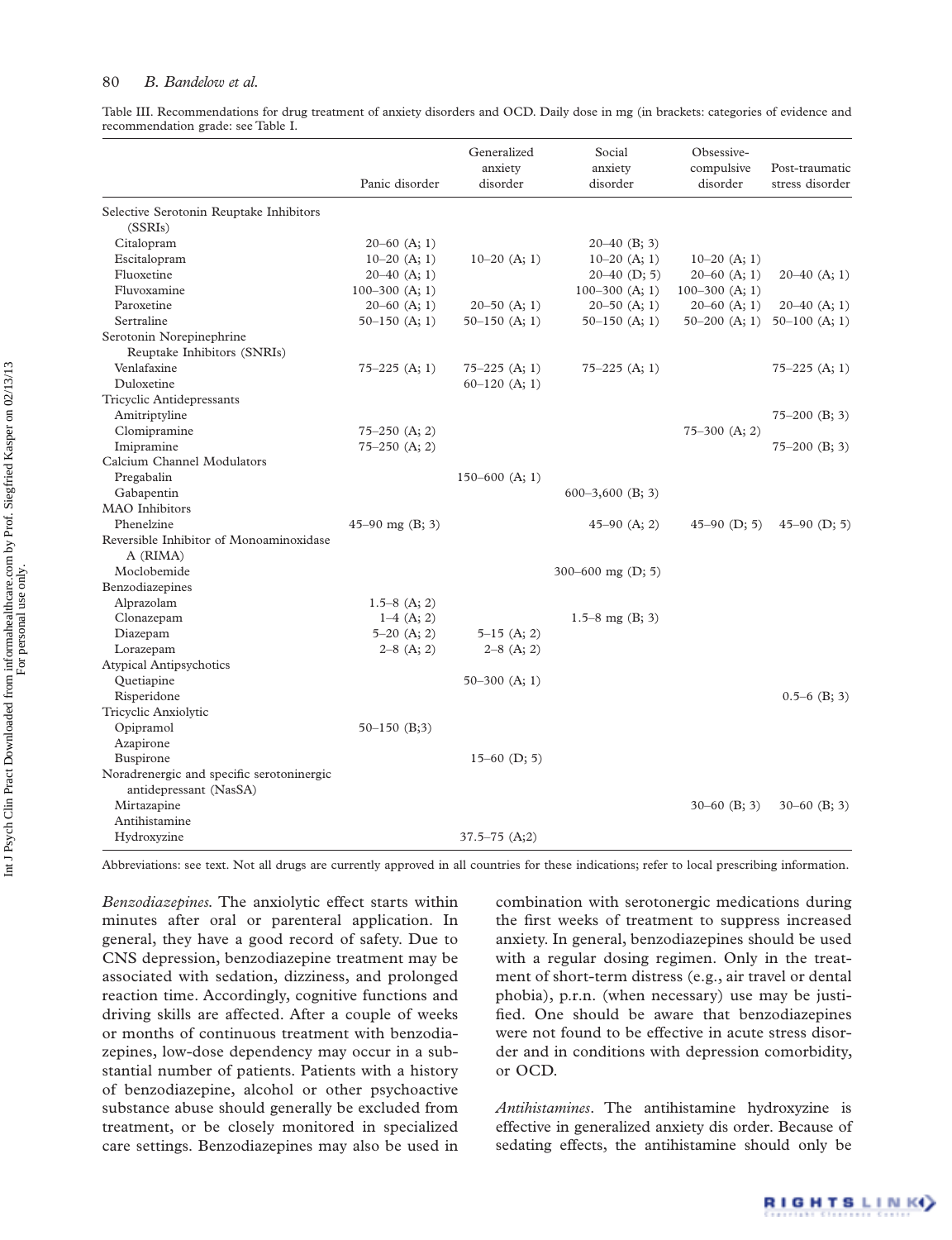Table III. Recommendations for drug treatment of anxiety disorders and OCD. Daily dose in mg (in brackets: categories of evidence and recommendation grade: see Table I.

| | Panic disorder | Generalized anxiety disorder | Social anxiety disorder | Obsessive-compulsive disorder | Post-traumatic stress disorder |
|---|---|---|---|---|---|
| Selective Serotonin Reuptake Inhibitors (SSRIs) | | | | | |
| Citalopram | 20–60 (A; 1) | | 20–40 (B; 3) | | |
| Escitalopram | 10–20 (A; 1) | 10–20 (A; 1) | 10–20 (A; 1) | 10–20 (A; 1) | |
| Fluoxetine | 20–40 (A; 1) | | 20–40 (D; 5) | 20–60 (A; 1) | 20–40 (A; 1) |
| Fluvoxamine | 100–300 (A; 1) | | 100–300 (A; 1) | 100–300 (A; 1) | |
| Paroxetine | 20–60 (A; 1) | 20–50 (A; 1) | 20–50 (A; 1) | 20–60 (A; 1) | 20–40 (A; 1) |
| Sertraline | 50–150 (A; 1) | 50–150 (A; 1) | 50–150 (A; 1) | 50–200 (A; 1) | 50–100 (A; 1) |
| Serotonin Norepinephrine Reuptake Inhibitors (SNRIs) | | | | | |
| Venlafaxine | 75–225 (A; 1) | 75–225 (A; 1) | 75–225 (A; 1) | | 75–225 (A; 1) |
| Duloxetine | | 60–120 (A; 1) | | | |
| Tricyclic Antidepressants | | | | | |
| Amitriptyline | | | | | 75–200 (B; 3) |
| Clomipramine | 75–250 (A; 2) | | | 75–300 (A; 2) | |
| Imipramine | 75–250 (A; 2) | | | | 75–200 (B; 3) |
| Calcium Channel Modulators | | | | | |
| Pregabalin | | 150–600 (A; 1) | | | |
| Gabapentin | | | 600–3,600 (B; 3) | | |
| MAO Inhibitors | | | | | |
| Phenelzine | 45–90 mg (B; 3) | | 45–90 (A; 2) | 45–90 (D; 5) | 45–90 (D; 5) |
| Reversible Inhibitor of Monoaminoxidase A (RIMA) | | | | | |
| Moclobemide | | | 300–600 mg (D; 5) | | |
| Benzodiazepines | | | | | |
| Alprazolam | 1.5–8 (A; 2) | | | | |
| Clonazepam | 1–4 (A; 2) | | 1.5–8 mg (B; 3) | | |
| Diazepam | 5–20 (A; 2) | 5–15 (A; 2) | | | |
| Lorazepam | 2–8 (A; 2) | 2–8 (A; 2) | | | |
| Atypical Antipsychotics | | | | | |
| Quetiapine | | 50–300 (A; 1) | | | |
| Risperidone | | | | | 0.5–6 (B; 3) |
| Tricyclic Anxiolytic | | | | | |
| Opipramol | 50–150 (B;3) | | | | |
| Azapirone | | | | | |
| Buspirone | | 15–60 (D; 5) | | | |
| Noradrenergic and specific serotoninergic antidepressant (NasSA) | | | | | |
| Mirtazapine | | | | 30–60 (B; 3) | 30–60 (B; 3) |
| Antihistamine | | | | | |
| Hydroxyzine | | 37.5–75 (A;2) | | | |

Abbreviations: see text. Not all drugs are currently approved in all countries for these indications; refer to local prescribing information.

*Benzodiazepines.* The anxiolytic effect starts within minutes after oral or parenteral application. In general, they have a good record of safety. Due to CNS depression, benzodiazepine treatment may be associated with sedation, dizziness, and prolonged reaction time. Accordingly, cognitive functions and driving skills are affected. After a couple of weeks or months of continuous treatment with benzodiazepines, low-dose dependency may occur in a substantial number of patients. Patients with a history of benzodiazepine, alcohol or other psychoactive substance abuse should generally be excluded from treatment, or be closely monitored in specialized care settings. Benzodiazepines may also be used in combination with serotonergic medications during the first weeks of treatment to suppress increased anxiety. In general, benzodiazepines should be used with a regular dosing regimen. Only in the treatment of short-term distress (e.g., air travel or dental phobia), p.r.n. (when necessary) use may be justified. One should be aware that benzodiazepines were not found to be effective in acute stress disorder and in conditions with depression comorbidity, or OCD.

*Antihistamines.* The antihistamine hydroxyzine is effective in generalized anxiety dis order. Because of sedating effects, the antihistamine should only be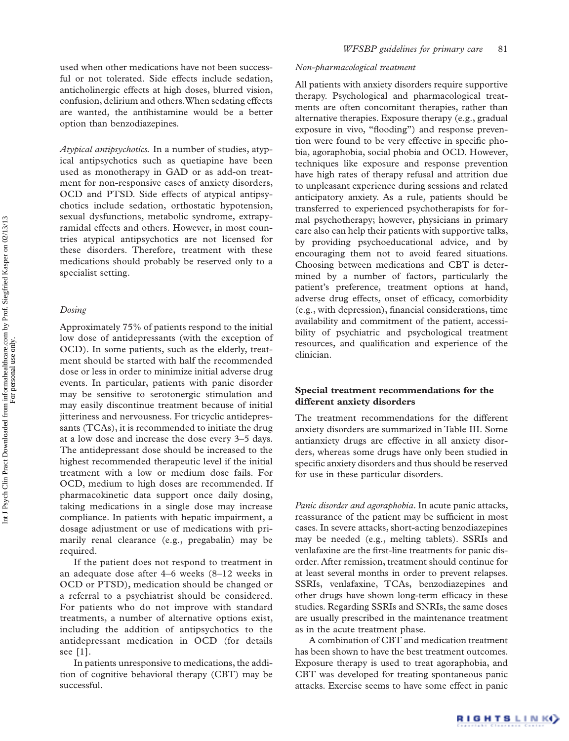used when other medications have not been successful or not tolerated. Side effects include sedation, anticholinergic effects at high doses, blurred vision, confusion, delirium and others. When sedating effects are wanted, the antihistamine would be a better option than benzodiazepines.

*Atypical antipsychotics.* In a number of studies, atypical antipsychotics such as quetiapine have been used as monotherapy in GAD or as add-on treatment for non-responsive cases of anxiety disorders, OCD and PTSD. Side effects of atypical antipsychotics include sedation, orthostatic hypotension, sexual dysfunctions, metabolic syndrome, extrapyramidal effects and others. However, in most countries atypical antipsychotics are not licensed for these disorders. Therefore, treatment with these medications should probably be reserved only to a specialist setting.

*Dosing*

Approximately 75% of patients respond to the initial low dose of antidepressants (with the exception of OCD). In some patients, such as the elderly, treatment should be started with half the recommended dose or less in order to minimize initial adverse drug events. In particular, patients with panic disorder may be sensitive to serotonergic stimulation and may easily discontinue treatment because of initial jitteriness and nervousness. For tricyclic antidepressants (TCAs), it is recommended to initiate the drug at a low dose and increase the dose every 3–5 days. The antidepressant dose should be increased to the highest recommended therapeutic level if the initial treatment with a low or medium dose fails. For OCD, medium to high doses are recommended. If pharmacokinetic data support once daily dosing, taking medications in a single dose may increase compliance. In patients with hepatic impairment, a dosage adjustment or use of medications with primarily renal clearance (e.g., pregabalin) may be required.

If the patient does not respond to treatment in an adequate dose after 4–6 weeks (8–12 weeks in OCD or PTSD), medication should be changed or a referral to a psychiatrist should be considered. For patients who do not improve with standard treatments, a number of alternative options exist, including the addition of antipsychotics to the antidepressant medication in OCD (for details see [1].

In patients unresponsive to medications, the addition of cognitive behavioral therapy (CBT) may be successful.

*Non-pharmacological treatment*

All patients with anxiety disorders require supportive therapy. Psychological and pharmacological treatments are often concomitant therapies, rather than alternative therapies. Exposure therapy (e.g., gradual exposure in vivo, "flooding") and response prevention were found to be very effective in specific phobia, agoraphobia, social phobia and OCD. However, techniques like exposure and response prevention have high rates of therapy refusal and attrition due to unpleasant experience during sessions and related anticipatory anxiety. As a rule, patients should be transferred to experienced psychotherapists for formal psychotherapy; however, physicians in primary care also can help their patients with supportive talks, by providing psychoeducational advice, and by encouraging them not to avoid feared situations. Choosing between medications and CBT is determined by a number of factors, particularly the patient's preference, treatment options at hand, adverse drug effects, onset of efficacy, comorbidity (e.g., with depression), financial considerations, time availability and commitment of the patient, accessibility of psychiatric and psychological treatment resources, and qualification and experience of the clinician.

## Special treatment recommendations for the different anxiety disorders

The treatment recommendations for the different anxiety disorders are summarized in Table III. Some antianxiety drugs are effective in all anxiety disorders, whereas some drugs have only been studied in specific anxiety disorders and thus should be reserved for use in these particular disorders.

*Panic disorder and agoraphobia*. In acute panic attacks, reassurance of the patient may be sufficient in most cases. In severe attacks, short-acting benzodiazepines may be needed (e.g., melting tablets). SSRIs and venlafaxine are the first-line treatments for panic disorder. After remission, treatment should continue for at least several months in order to prevent relapses. SSRIs, venlafaxine, TCAs, benzodiazepines and other drugs have shown long-term efficacy in these studies. Regarding SSRIs and SNRIs, the same doses are usually prescribed in the maintenance treatment as in the acute treatment phase.

A combination of CBT and medication treatment has been shown to have the best treatment outcomes. Exposure therapy is used to treat agoraphobia, and CBT was developed for treating spontaneous panic attacks. Exercise seems to have some effect in panic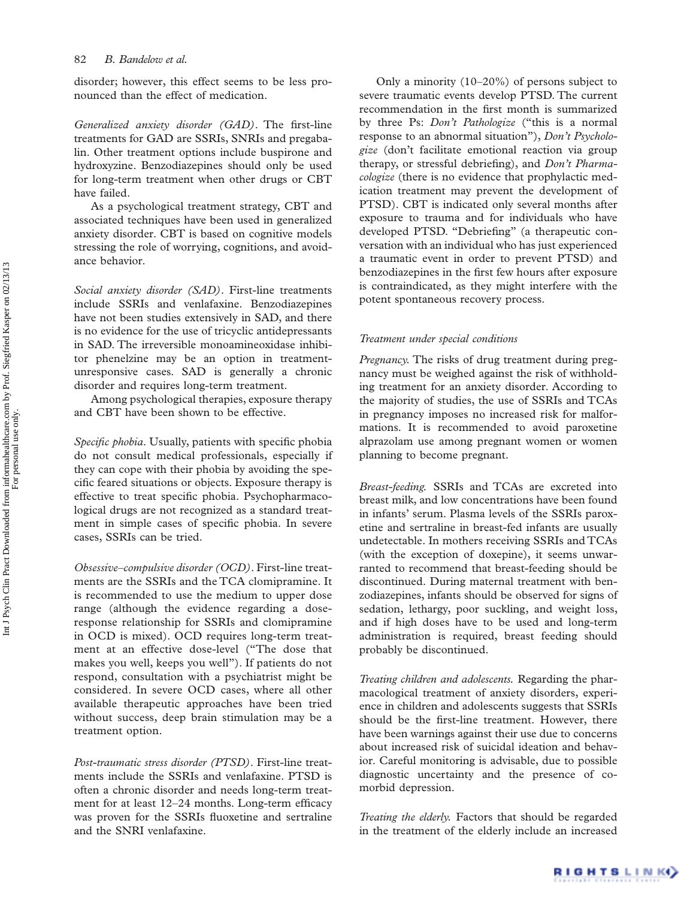disorder; however, this effect seems to be less pronounced than the effect of medication.

*Generalized anxiety disorder (GAD)*. The first-line treatments for GAD are SSRIs, SNRIs and pregabalin. Other treatment options include buspirone and hydroxyzine. Benzodiazepines should only be used for long-term treatment when other drugs or CBT have failed.

As a psychological treatment strategy, CBT and associated techniques have been used in generalized anxiety disorder. CBT is based on cognitive models stressing the role of worrying, cognitions, and avoidance behavior.

*Social anxiety disorder (SAD)*. First-line treatments include SSRIs and venlafaxine. Benzodiazepines have not been studies extensively in SAD, and there is no evidence for the use of tricyclic antidepressants in SAD. The irreversible monoamineoxidase inhibitor phenelzine may be an option in treatment-unresponsive cases. SAD is generally a chronic disorder and requires long-term treatment.

Among psychological therapies, exposure therapy and CBT have been shown to be effective.

*Specific phobia*. Usually, patients with specific phobia do not consult medical professionals, especially if they can cope with their phobia by avoiding the specific feared situations or objects. Exposure therapy is effective to treat specific phobia. Psychopharmacological drugs are not recognized as a standard treatment in simple cases of specific phobia. In severe cases, SSRIs can be tried.

*Obsessive–compulsive disorder (OCD)*. First-line treatments are the SSRIs and the TCA clomipramine. It is recommended to use the medium to upper dose range (although the evidence regarding a dose-response relationship for SSRIs and clomipramine in OCD is mixed). OCD requires long-term treatment at an effective dose-level ("The dose that makes you well, keeps you well"). If patients do not respond, consultation with a psychiatrist might be considered. In severe OCD cases, where all other available therapeutic approaches have been tried without success, deep brain stimulation may be a treatment option.

*Post-traumatic stress disorder (PTSD)*. First-line treatments include the SSRIs and venlafaxine. PTSD is often a chronic disorder and needs long-term treatment for at least 12–24 months. Long-term efficacy was proven for the SSRIs fluoxetine and sertraline and the SNRI venlafaxine.

Only a minority (10–20%) of persons subject to severe traumatic events develop PTSD. The current recommendation in the first month is summarized by three Ps: *Don't Pathologize* ("this is a normal response to an abnormal situation"), *Don't Psychologize* (don't facilitate emotional reaction via group therapy, or stressful debriefing), and *Don't Pharmacologize* (there is no evidence that prophylactic medication treatment may prevent the development of PTSD). CBT is indicated only several months after exposure to trauma and for individuals who have developed PTSD. "Debriefing" (a therapeutic conversation with an individual who has just experienced a traumatic event in order to prevent PTSD) and benzodiazepines in the first few hours after exposure is contraindicated, as they might interfere with the potent spontaneous recovery process.

### *Treatment under special conditions*

*Pregnancy.* The risks of drug treatment during pregnancy must be weighed against the risk of withholding treatment for an anxiety disorder. According to the majority of studies, the use of SSRIs and TCAs in pregnancy imposes no increased risk for malformations. It is recommended to avoid paroxetine alprazolam use among pregnant women or women planning to become pregnant.

*Breast-feeding.* SSRIs and TCAs are excreted into breast milk, and low concentrations have been found in infants' serum. Plasma levels of the SSRIs paroxetine and sertraline in breast-fed infants are usually undetectable. In mothers receiving SSRIs and TCAs (with the exception of doxepine), it seems unwarranted to recommend that breast-feeding should be discontinued. During maternal treatment with benzodiazepines, infants should be observed for signs of sedation, lethargy, poor suckling, and weight loss, and if high doses have to be used and long-term administration is required, breast feeding should probably be discontinued.

*Treating children and adolescents.* Regarding the pharmacological treatment of anxiety disorders, experience in children and adolescents suggests that SSRIs should be the first-line treatment. However, there have been warnings against their use due to concerns about increased risk of suicidal ideation and behavior. Careful monitoring is advisable, due to possible diagnostic uncertainty and the presence of comorbid depression.

*Treating the elderly.* Factors that should be regarded in the treatment of the elderly include an increased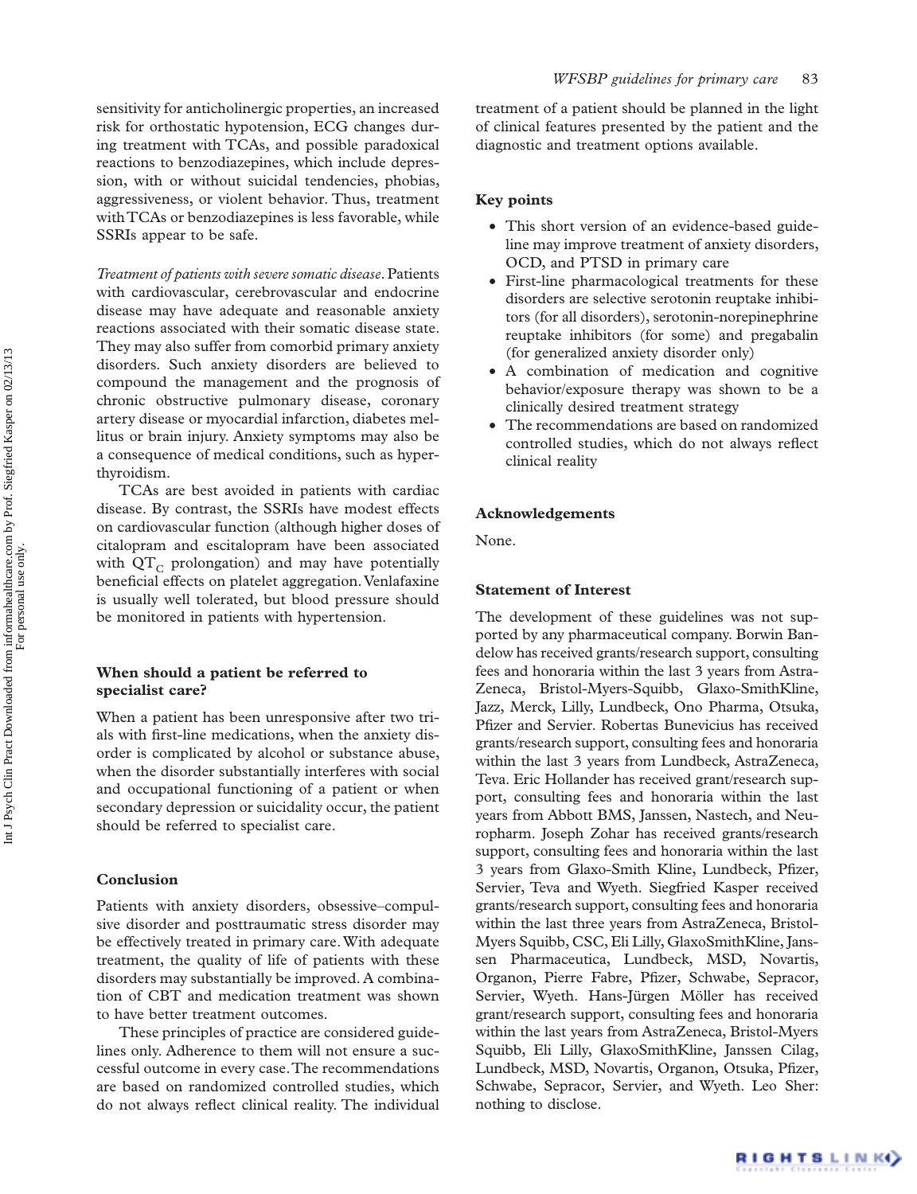sensitivity for anticholinergic properties, an increased risk for orthostatic hypotension, ECG changes during treatment with TCAs, and possible paradoxical reactions to benzodiazepines, which include depression, with or without suicidal tendencies, phobias, aggressiveness, or violent behavior. Thus, treatment with TCAs or benzodiazepines is less favorable, while SSRIs appear to be safe.

*Treatment of patients with severe somatic disease.* Patients with cardiovascular, cerebrovascular and endocrine disease may have adequate and reasonable anxiety reactions associated with their somatic disease state. They may also suffer from comorbid primary anxiety disorders. Such anxiety disorders are believed to compound the management and the prognosis of chronic obstructive pulmonary disease, coronary artery disease or myocardial infarction, diabetes mellitus or brain injury. Anxiety symptoms may also be a consequence of medical conditions, such as hyperthyroidism.

TCAs are best avoided in patients with cardiac disease. By contrast, the SSRIs have modest effects on cardiovascular function (although higher doses of citalopram and escitalopram have been associated with $QT_C$ prolongation) and may have potentially beneficial effects on platelet aggregation. Venlafaxine is usually well tolerated, but blood pressure should be monitored in patients with hypertension.

### When should a patient be referred to specialist care?

When a patient has been unresponsive after two trials with first-line medications, when the anxiety disorder is complicated by alcohol or substance abuse, when the disorder substantially interferes with social and occupational functioning of a patient or when secondary depression or suicidality occur, the patient should be referred to specialist care.

### Conclusion

Patients with anxiety disorders, obsessive–compulsive disorder and posttraumatic stress disorder may be effectively treated in primary care. With adequate treatment, the quality of life of patients with these disorders may substantially be improved. A combination of CBT and medication treatment was shown to have better treatment outcomes.

These principles of practice are considered guidelines only. Adherence to them will not ensure a successful outcome in every case. The recommendations are based on randomized controlled studies, which do not always reflect clinical reality. The individual treatment of a patient should be planned in the light of clinical features presented by the patient and the diagnostic and treatment options available.

### Key points

- This short version of an evidence-based guideline may improve treatment of anxiety disorders, OCD, and PTSD in primary care
- First-line pharmacological treatments for these disorders are selective serotonin reuptake inhibitors (for all disorders), serotonin-norepinephrine reuptake inhibitors (for some) and pregabalin (for generalized anxiety disorder only)
- A combination of medication and cognitive behavior/exposure therapy was shown to be a clinically desired treatment strategy
- The recommendations are based on randomized controlled studies, which do not always reflect clinical reality

### Acknowledgements

None.

### Statement of Interest

The development of these guidelines was not supported by any pharmaceutical company. Borwin Bandelow has received grants/research support, consulting fees and honoraria within the last 3 years from AstraZeneca, Bristol-Myers-Squibb, Glaxo-SmithKline, Jazz, Merck, Lilly, Lundbeck, Ono Pharma, Otsuka, Pfizer and Servier. Robertas Bunevicius has received grants/research support, consulting fees and honoraria within the last 3 years from Lundbeck, AstraZeneca, Teva. Eric Hollander has received grant/research support, consulting fees and honoraria within the last years from Abbott BMS, Janssen, Nastech, and Neuropharm. Joseph Zohar has received grants/research support, consulting fees and honoraria within the last 3 years from Glaxo-Smith Kline, Lundbeck, Pfizer, Servier, Teva and Wyeth. Siegfried Kasper received grants/research support, consulting fees and honoraria within the last three years from AstraZeneca, Bristol-Myers Squibb, CSC, Eli Lilly, GlaxoSmithKline, Janssen Pharmaceutica, Lundbeck, MSD, Novartis, Organon, Pierre Fabre, Pfizer, Schwabe, Sepracor, Servier, Wyeth. Hans-Jürgen Möller has received grant/research support, consulting fees and honoraria within the last years from AstraZeneca, Bristol-Myers Squibb, Eli Lilly, GlaxoSmithKline, Janssen Cilag, Lundbeck, MSD, Novartis, Organon, Otsuka, Pfizer, Schwabe, Sepracor, Servier, and Wyeth. Leo Sher: nothing to disclose.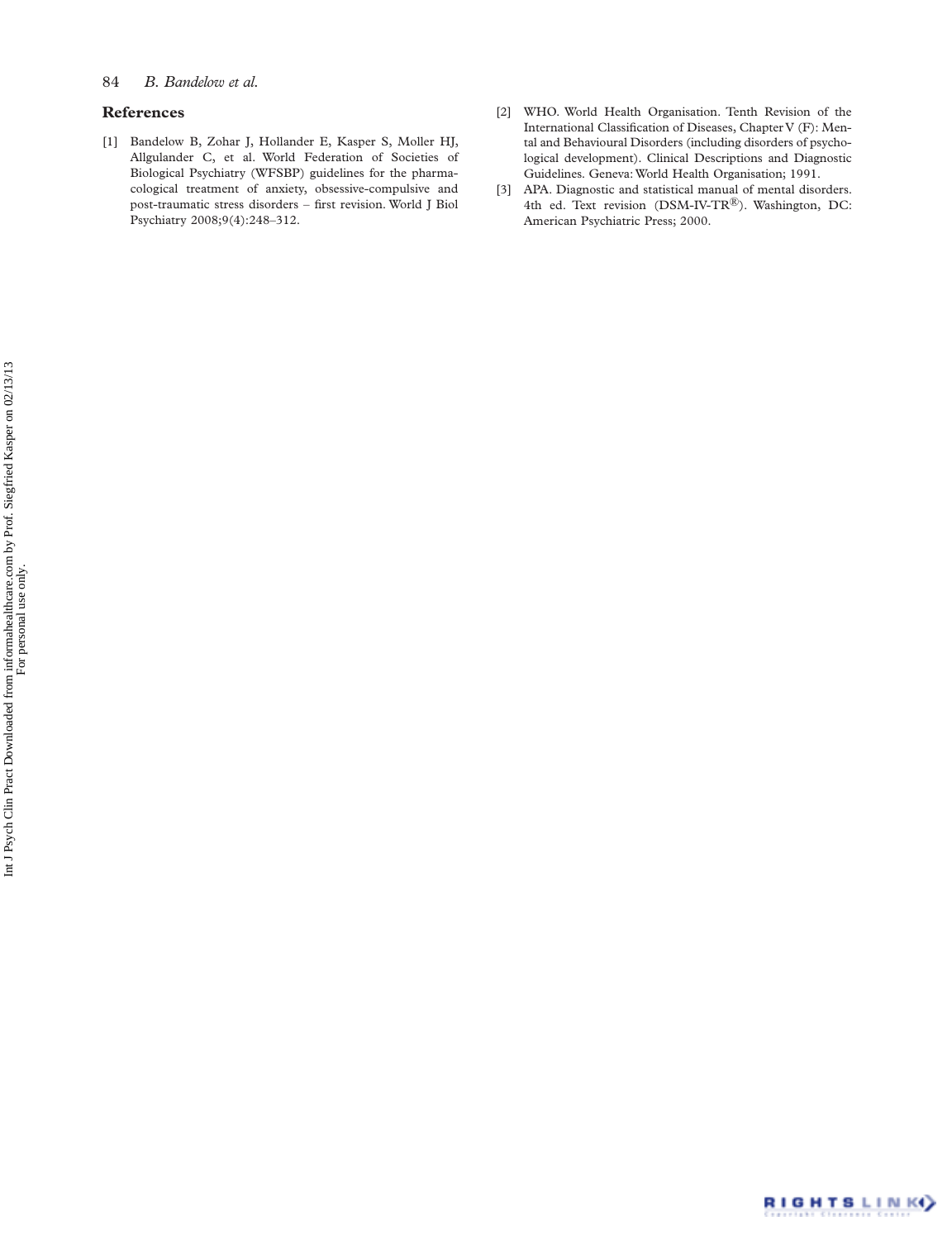## References

[1] Bandelow B, Zohar J, Hollander E, Kasper S, Moller HJ, Allgulander C, et al. World Federation of Societies of Biological Psychiatry (WFSBP) guidelines for the pharmacological treatment of anxiety, obsessive-compulsive and post-traumatic stress disorders – first revision. World J Biol Psychiatry 2008;9(4):248–312.

[2] WHO. World Health Organisation. Tenth Revision of the International Classification of Diseases, Chapter V (F): Mental and Behavioural Disorders (including disorders of psychological development). Clinical Descriptions and Diagnostic Guidelines. Geneva: World Health Organisation; 1991.

[3] APA. Diagnostic and statistical manual of mental disorders. 4th ed. Text revision (DSM-IV-TR®). Washington, DC: American Psychiatric Press; 2000.